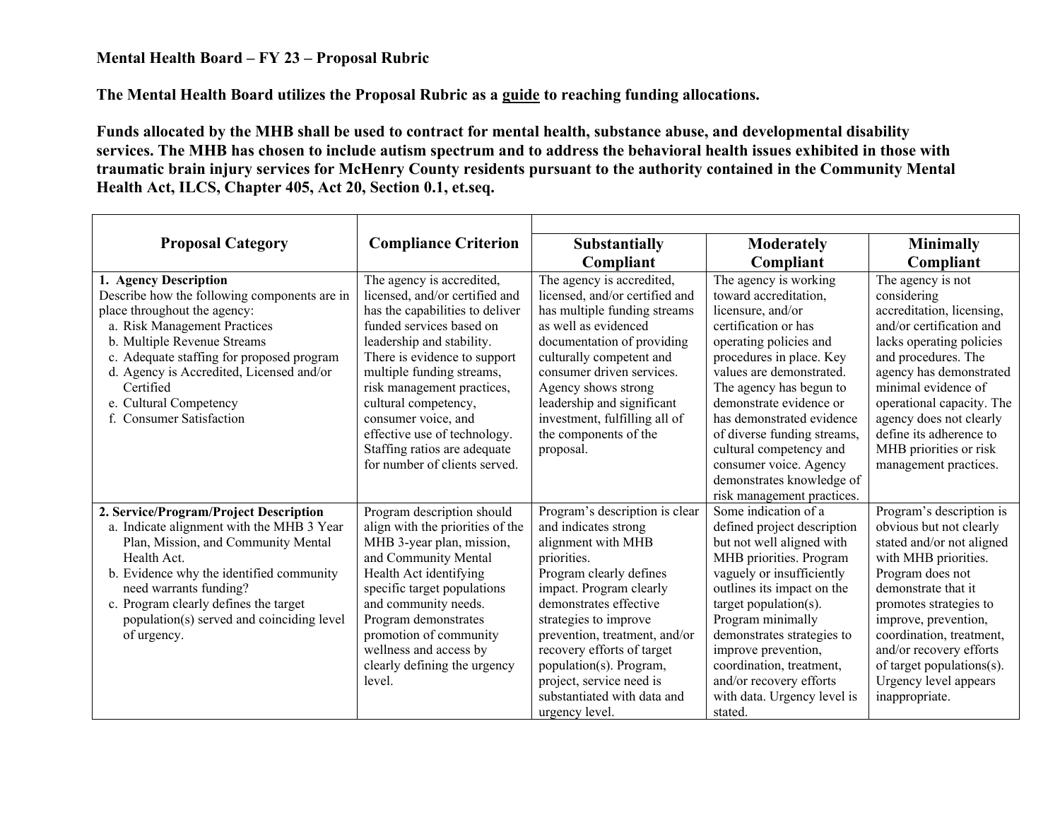**Mental Health Board – FY 23 – Proposal Rubric**

**The Mental Health Board utilizes the Proposal Rubric as a guide to reaching funding allocations.**

**Funds allocated by the MHB shall be used to contract for mental health, substance abuse, and developmental disability services. The MHB has chosen to include autism spectrum and to address the behavioral health issues exhibited in those with traumatic brain injury services for McHenry County residents pursuant to the authority contained in the Community Mental Health Act, ILCS, Chapter 405, Act 20, Section 0.1, et.seq.**

| Proposal Category | Compliance Criterion | Substantially Compliant | Moderately Compliant | Minimally Compliant |
|---|---|---|---|---|
| **1. Agency Description**<br>Describe how the following components are in place throughout the agency:<br>a. Risk Management Practices<br>b. Multiple Revenue Streams<br>c. Adequate staffing for proposed program<br>d. Agency is Accredited, Licensed and/or Certified<br>e. Cultural Competency<br>f. Consumer Satisfaction | The agency is accredited, licensed, and/or certified and has the capabilities to deliver funded services based on leadership and stability. There is evidence to support multiple funding streams, risk management practices, cultural competency, consumer voice, and effective use of technology. Staffing ratios are adequate for number of clients served. | The agency is accredited, licensed, and/or certified and has multiple funding streams as well as evidenced documentation of providing culturally competent and consumer driven services. Agency shows strong leadership and significant investment, fulfilling all of the components of the proposal. | The agency is working toward accreditation, licensure, and/or certification or has operating policies and procedures in place. Key values are demonstrated. The agency has begun to demonstrate evidence or has demonstrated evidence of diverse funding streams, cultural competency and consumer voice. Agency demonstrates knowledge of risk management practices. | The agency is not considering accreditation, licensing, and/or certification and lacks operating policies and procedures. The agency has demonstrated minimal evidence of operational capacity. The agency does not clearly define its adherence to MHB priorities or risk management practices. |
| **2. Service/Program/Project Description**<br>a. Indicate alignment with the MHB 3 Year Plan, Mission, and Community Mental Health Act.<br>b. Evidence why the identified community need warrants funding?<br>c. Program clearly defines the target population(s) served and coinciding level of urgency. | Program description should align with the priorities of the MHB 3-year plan, mission, and Community Mental Health Act identifying specific target populations and community needs. Program demonstrates promotion of community wellness and access by clearly defining the urgency level. | Program's description is clear and indicates strong alignment with MHB priorities.<br>Program clearly defines impact. Program clearly demonstrates effective strategies to improve prevention, treatment, and/or recovery efforts of target population(s). Program, project, service need is substantiated with data and urgency level. | Some indication of a defined project description but not well aligned with MHB priorities. Program vaguely or insufficiently outlines its impact on the target population(s). Program minimally demonstrates strategies to improve prevention, coordination, treatment, and/or recovery efforts with data. Urgency level is stated. | Program's description is obvious but not clearly stated and/or not aligned with MHB priorities. Program does not demonstrate that it promotes strategies to improve, prevention, coordination, treatment, and/or recovery efforts of target populations(s). Urgency level appears inappropriate. |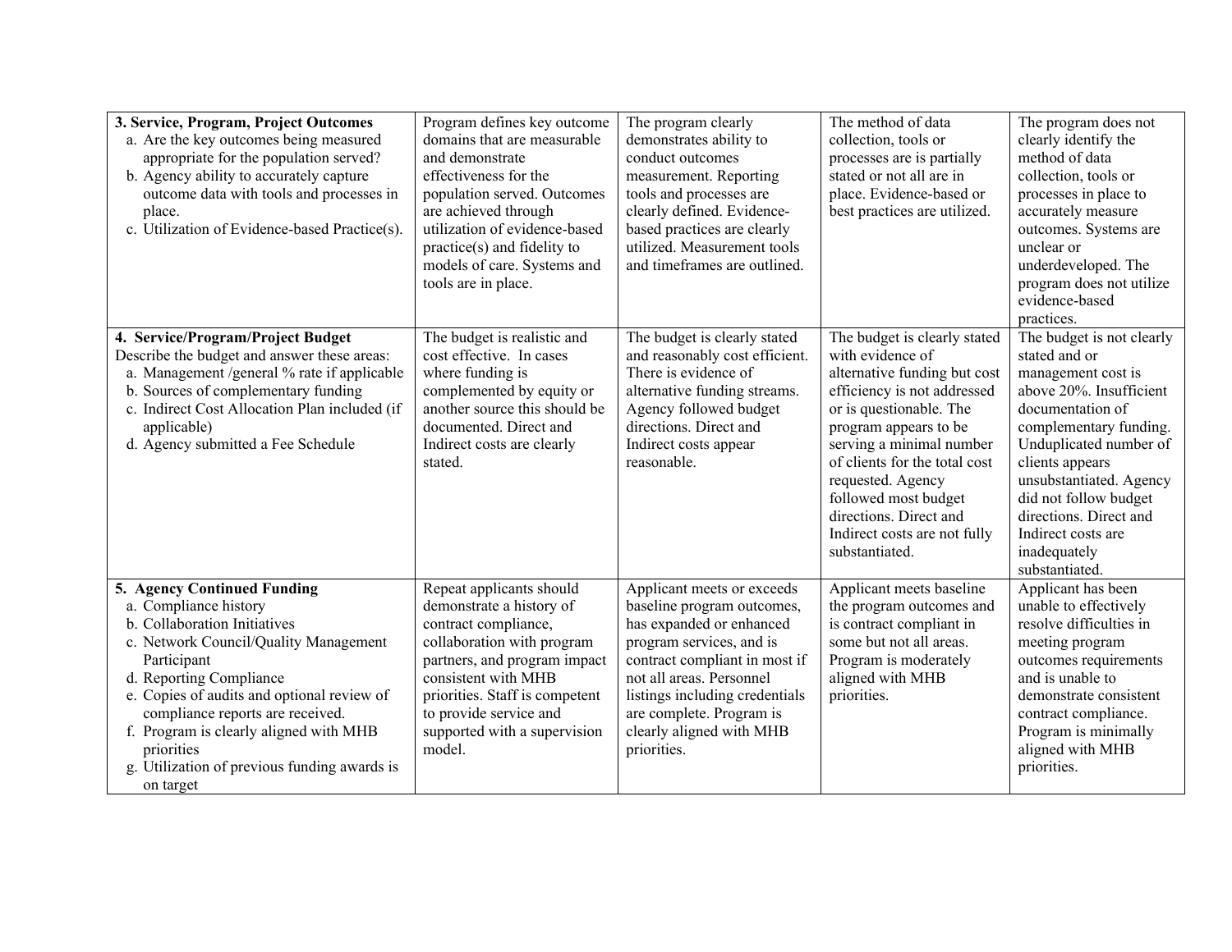| | | | | |
|---|---|---|---|---|
| **3. Service, Program, Project Outcomes**<br>a. Are the key outcomes being measured appropriate for the population served?<br>b. Agency ability to accurately capture outcome data with tools and processes in place.<br>c. Utilization of Evidence-based Practice(s). | Program defines key outcome domains that are measurable and demonstrate effectiveness for the population served. Outcomes are achieved through utilization of evidence-based practice(s) and fidelity to models of care. Systems and tools are in place. | The program clearly demonstrates ability to conduct outcomes measurement. Reporting tools and processes are clearly defined. Evidence-based practices are clearly utilized. Measurement tools and timeframes are outlined. | The method of data collection, tools or processes are is partially stated or not all are in place. Evidence-based or best practices are utilized. | The program does not clearly identify the method of data collection, tools or processes in place to accurately measure outcomes. Systems are unclear or underdeveloped. The program does not utilize evidence-based practices. |
| **4. Service/Program/Project Budget**<br>Describe the budget and answer these areas:<br>a. Management /general % rate if applicable<br>b. Sources of complementary funding<br>c. Indirect Cost Allocation Plan included (if applicable)<br>d. Agency submitted a Fee Schedule | The budget is realistic and cost effective. In cases where funding is complemented by equity or another source this should be documented. Direct and Indirect costs are clearly stated. | The budget is clearly stated and reasonably cost efficient. There is evidence of alternative funding streams. Agency followed budget directions. Direct and Indirect costs appear reasonable. | The budget is clearly stated with evidence of alternative funding but cost efficiency is not addressed or is questionable. The program appears to be serving a minimal number of clients for the total cost requested. Agency followed most budget directions. Direct and Indirect costs are not fully substantiated. | The budget is not clearly stated and or management cost is above 20%. Insufficient documentation of complementary funding. Unduplicated number of clients appears unsubstantiated. Agency did not follow budget directions. Direct and Indirect costs are inadequately substantiated. |
| **5. Agency Continued Funding**<br>a. Compliance history<br>b. Collaboration Initiatives<br>c. Network Council/Quality Management Participant<br>d. Reporting Compliance<br>e. Copies of audits and optional review of compliance reports are received.<br>f. Program is clearly aligned with MHB priorities<br>g. Utilization of previous funding awards is on target | Repeat applicants should demonstrate a history of contract compliance, collaboration with program partners, and program impact consistent with MHB priorities. Staff is competent to provide service and supported with a supervision model. | Applicant meets or exceeds baseline program outcomes, has expanded or enhanced program services, and is contract compliant in most if not all areas. Personnel listings including credentials are complete. Program is clearly aligned with MHB priorities. | Applicant meets baseline the program outcomes and is contract compliant in some but not all areas. Program is moderately aligned with MHB priorities. | Applicant has been unable to effectively resolve difficulties in meeting program outcomes requirements and is unable to demonstrate consistent contract compliance. Program is minimally aligned with MHB priorities. |